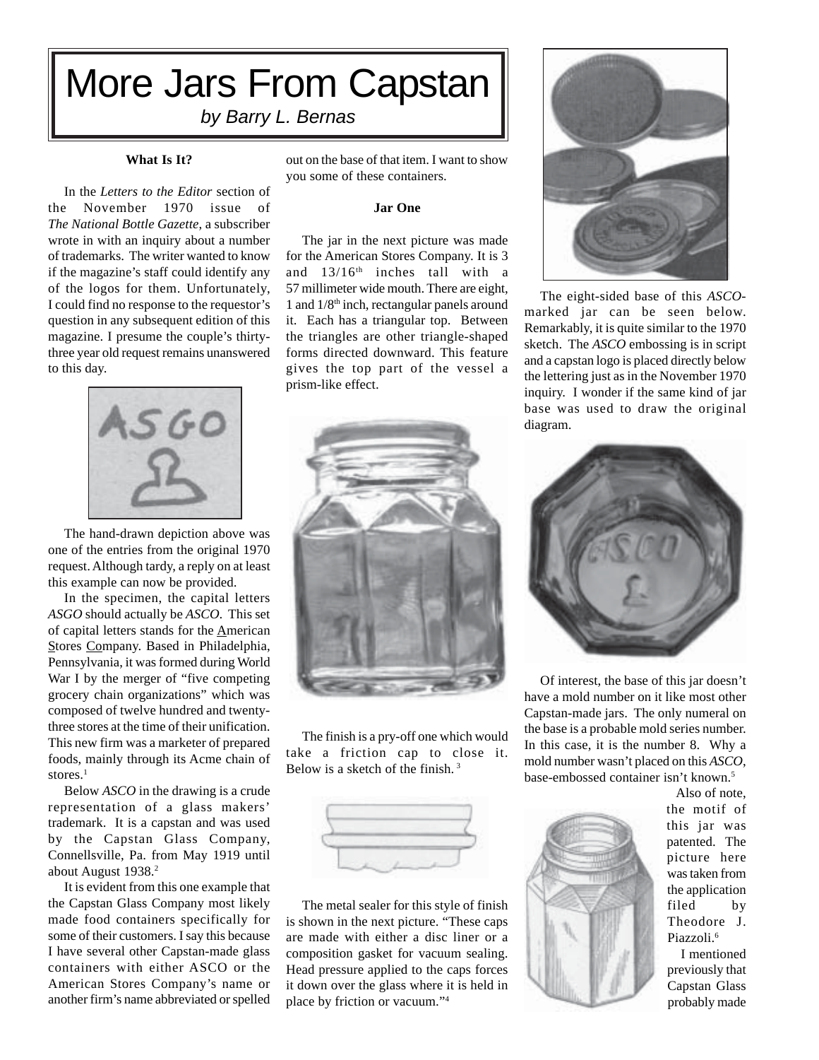# More Jars From Capstan

*by Barry L. Bernas*

### What Is It?

In the *Letters to the Editor* section of the November 1970 issue of *The National Bottle Gazette*, a subscriber wrote in with an inquiry about a number of trademarks. The writer wanted to know if the magazine's staff could identify any of the logos for them. Unfortunately, I could find no response to the requestor's question in any subsequent edition of this magazine. I presume the couple's thirty-three year old request remains unanswered to this day.

The hand-drawn depiction above was one of the entries from the original 1970 request. Although tardy, a reply on at least this example can now be provided.

In the specimen, the capital letters *ASGO* should actually be *ASCO*. This set of capital letters stands for the American Stores Company. Based in Philadelphia, Pennsylvania, it was formed during World War I by the merger of "five competing grocery chain organizations" which was composed of twelve hundred and twenty-three stores at the time of their unification. This new firm was a marketer of prepared foods, mainly through its Acme chain of stores.[1]

Below *ASCO* in the drawing is a crude representation of a glass makers' trademark. It is a capstan and was used by the Capstan Glass Company, Connellsville, Pa. from May 1919 until about August 1938.[2]

It is evident from this one example that the Capstan Glass Company most likely made food containers specifically for some of their customers. I say this because I have several other Capstan-made glass containers with either ASCO or the American Stores Company's name or another firm's name abbreviated or spelled out on the base of that item. I want to show you some of these containers.

### Jar One

The jar in the next picture was made for the American Stores Company. It is 3 and 13/16th inches tall with a 57 millimeter wide mouth. There are eight, 1 and 1/8th inch, rectangular panels around it. Each has a triangular top. Between the triangles are other triangle-shaped forms directed downward. This feature gives the top part of the vessel a prism-like effect.

The finish is a pry-off one which would take a friction cap to close it. Below is a sketch of the finish.[3]

The metal sealer for this style of finish is shown in the next picture. "These caps are made with either a disc liner or a composition gasket for vacuum sealing. Head pressure applied to the caps forces it down over the glass where it is held in place by friction or vacuum."[4]

The eight-sided base of this *ASCO*-marked jar can be seen below. Remarkably, it is quite similar to the 1970 sketch. The *ASCO* embossing is in script and a capstan logo is placed directly below the lettering just as in the November 1970 inquiry. I wonder if the same kind of jar base was used to draw the original diagram.

Of interest, the base of this jar doesn't have a mold number on it like most other Capstan-made jars. The only numeral on the base is a probable mold series number. In this case, it is the number 8. Why a mold number wasn't placed on this *ASCO*, base-embossed container isn't known.[5]

Also of note, the motif of this jar was patented. The picture here was taken from the application filed by Theodore J. Piazzoli.[6]

I mentioned previously that Capstan Glass probably made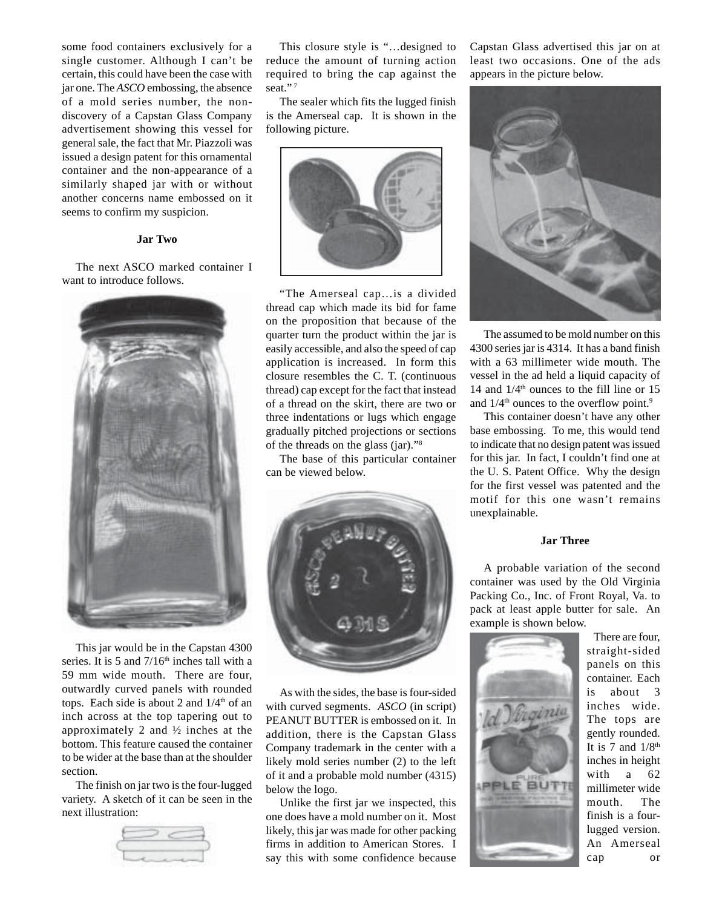some food containers exclusively for a single customer. Although I can't be certain, this could have been the case with jar one. The *ASCO* embossing, the absence of a mold series number, the non-discovery of a Capstan Glass Company advertisement showing this vessel for general sale, the fact that Mr. Piazzoli was issued a design patent for this ornamental container and the non-appearance of a similarly shaped jar with or without another concerns name embossed on it seems to confirm my suspicion.

**Jar Two**

The next ASCO marked container I want to introduce follows.

This jar would be in the Capstan 4300 series. It is 5 and 7/16th inches tall with a 59 mm wide mouth. There are four, outwardly curved panels with rounded tops. Each side is about 2 and 1/4th of an inch across at the top tapering out to approximately 2 and ½ inches at the bottom. This feature caused the container to be wider at the base than at the shoulder section.

The finish on jar two is the four-lugged variety. A sketch of it can be seen in the next illustration:

This closure style is "…designed to reduce the amount of turning action required to bring the cap against the seat."[7]

The sealer which fits the lugged finish is the Amerseal cap. It is shown in the following picture.

"The Amerseal cap…is a divided thread cap which made its bid for fame on the proposition that because of the quarter turn the product within the jar is easily accessible, and also the speed of cap application is increased. In form this closure resembles the C. T. (continuous thread) cap except for the fact that instead of a thread on the skirt, there are two or three indentations or lugs which engage gradually pitched projections or sections of the threads on the glass (jar)."[8]

The base of this particular container can be viewed below.

As with the sides, the base is four-sided with curved segments. *ASCO* (in script) PEANUT BUTTER is embossed on it. In addition, there is the Capstan Glass Company trademark in the center with a likely mold series number (2) to the left of it and a probable mold number (4315) below the logo.

Unlike the first jar we inspected, this one does have a mold number on it. Most likely, this jar was made for other packing firms in addition to American Stores. I say this with some confidence because Capstan Glass advertised this jar on at least two occasions. One of the ads appears in the picture below.

The assumed to be mold number on this 4300 series jar is 4314. It has a band finish with a 63 millimeter wide mouth. The vessel in the ad held a liquid capacity of 14 and 1/4th ounces to the fill line or 15 and 1/4th ounces to the overflow point.[9]

This container doesn't have any other base embossing. To me, this would tend to indicate that no design patent was issued for this jar. In fact, I couldn't find one at the U. S. Patent Office. Why the design for the first vessel was patented and the motif for this one wasn't remains unexplainable.

**Jar Three**

A probable variation of the second container was used by the Old Virginia Packing Co., Inc. of Front Royal, Va. to pack at least apple butter for sale. An example is shown below.

There are four, straight-sided panels on this container. Each is about 3 inches wide. The tops are gently rounded. It is 7 and 1/8th inches in height with a 62 millimeter wide mouth. The finish is a four-lugged version. An Amerseal cap or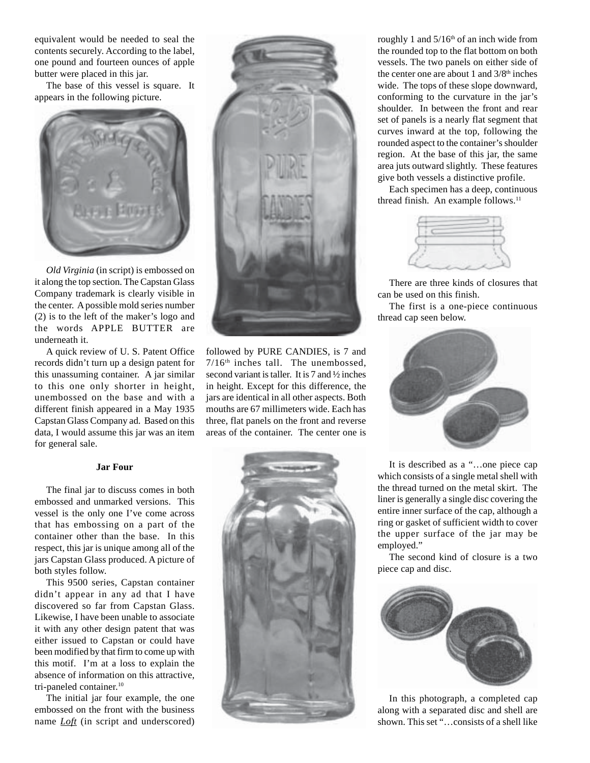equivalent would be needed to seal the contents securely. According to the label, one pound and fourteen ounces of apple butter were placed in this jar.

The base of this vessel is square. It appears in the following picture.

*Old Virginia* (in script) is embossed on it along the top section. The Capstan Glass Company trademark is clearly visible in the center. A possible mold series number (2) is to the left of the maker's logo and the words APPLE BUTTER are underneath it.

A quick review of U. S. Patent Office records didn't turn up a design patent for this unassuming container. A jar similar to this one only shorter in height, unembossed on the base and with a different finish appeared in a May 1935 Capstan Glass Company ad. Based on this data, I would assume this jar was an item for general sale.

### Jar Four

The final jar to discuss comes in both embossed and unmarked versions. This vessel is the only one I've come across that has embossing on a part of the container other than the base. In this respect, this jar is unique among all of the jars Capstan Glass produced. A picture of both styles follow.

This 9500 series, Capstan container didn't appear in any ad that I have discovered so far from Capstan Glass. Likewise, I have been unable to associate it with any other design patent that was either issued to Capstan or could have been modified by that firm to come up with this motif. I'm at a loss to explain the absence of information on this attractive, tri-paneled container.[10]

The initial jar four example, the one embossed on the front with the business name ***Loft*** (in script and underscored) followed by PURE CANDIES, is 7 and 7/16th inches tall. The unembossed, second variant is taller. It is 7 and ½ inches in height. Except for this difference, the jars are identical in all other aspects. Both mouths are 67 millimeters wide. Each has three, flat panels on the front and reverse areas of the container. The center one is roughly 1 and 5/16th of an inch wide from the rounded top to the flat bottom on both vessels. The two panels on either side of the center one are about 1 and 3/8th inches wide. The tops of these slope downward, conforming to the curvature in the jar's shoulder. In between the front and rear set of panels is a nearly flat segment that curves inward at the top, following the rounded aspect to the container's shoulder region. At the base of this jar, the same area juts outward slightly. These features give both vessels a distinctive profile.

Each specimen has a deep, continuous thread finish. An example follows.[11]

There are three kinds of closures that can be used on this finish.

The first is a one-piece continuous thread cap seen below.

It is described as a "…one piece cap which consists of a single metal shell with the thread turned on the metal skirt. The liner is generally a single disc covering the entire inner surface of the cap, although a ring or gasket of sufficient width to cover the upper surface of the jar may be employed."

The second kind of closure is a two piece cap and disc.

In this photograph, a completed cap along with a separated disc and shell are shown. This set "…consists of a shell like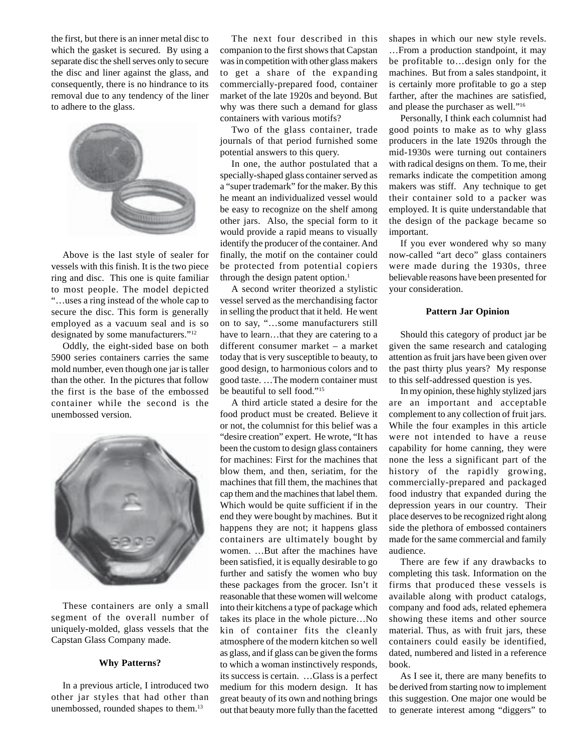the first, but there is an inner metal disc to which the gasket is secured. By using a separate disc the shell serves only to secure the disc and liner against the glass, and consequently, there is no hindrance to its removal due to any tendency of the liner to adhere to the glass.

Above is the last style of sealer for vessels with this finish. It is the two piece ring and disc. This one is quite familiar to most people. The model depicted "…uses a ring instead of the whole cap to secure the disc. This form is generally employed as a vacuum seal and is so designated by some manufacturers."[12]

Oddly, the eight-sided base on both 5900 series containers carries the same mold number, even though one jar is taller than the other. In the pictures that follow the first is the base of the embossed container while the second is the unembossed version.

These containers are only a small segment of the overall number of uniquely-molded, glass vessels that the Capstan Glass Company made.

**Why Patterns?**

In a previous article, I introduced two other jar styles that had other than unembossed, rounded shapes to them.[13]

The next four described in this companion to the first shows that Capstan was in competition with other glass makers to get a share of the expanding commercially-prepared food, container market of the late 1920s and beyond. But why was there such a demand for glass containers with various motifs?

Two of the glass container, trade journals of that period furnished some potential answers to this query.

In one, the author postulated that a specially-shaped glass container served as a "super trademark" for the maker. By this he meant an individualized vessel would be easy to recognize on the shelf among other jars. Also, the special form to it would provide a rapid means to visually identify the producer of the container. And finally, the motif on the container could be protected from potential copiers through the design patent option.[1]

A second writer theorized a stylistic vessel served as the merchandising factor in selling the product that it held. He went on to say, "…some manufacturers still have to learn…that they are catering to a different consumer market – a market today that is very susceptible to beauty, to good design, to harmonious colors and to good taste. …The modern container must be beautiful to sell food."[15]

A third article stated a desire for the food product must be created. Believe it or not, the columnist for this belief was a "desire creation" expert. He wrote, "It has been the custom to design glass containers for machines: First for the machines that blow them, and then, seriatim, for the machines that fill them, the machines that cap them and the machines that label them. Which would be quite sufficient if in the end they were bought by machines. But it happens they are not; it happens glass containers are ultimately bought by women. …But after the machines have been satisfied, it is equally desirable to go further and satisfy the women who buy these packages from the grocer. Isn't it reasonable that these women will welcome into their kitchens a type of package which takes its place in the whole picture…No kin of container fits the cleanly atmosphere of the modern kitchen so well as glass, and if glass can be given the forms to which a woman instinctively responds, its success is certain. …Glass is a perfect medium for this modern design. It has great beauty of its own and nothing brings out that beauty more fully than the facetted shapes in which our new style revels. …From a production standpoint, it may be profitable to…design only for the machines. But from a sales standpoint, it is certainly more profitable to go a step farther, after the machines are satisfied, and please the purchaser as well."[16]

Personally, I think each columnist had good points to make as to why glass producers in the late 1920s through the mid-1930s were turning out containers with radical designs on them. To me, their remarks indicate the competition among makers was stiff. Any technique to get their container sold to a packer was employed. It is quite understandable that the design of the package became so important.

If you ever wondered why so many now-called "art deco" glass containers were made during the 1930s, three believable reasons have been presented for your consideration.

**Pattern Jar Opinion**

Should this category of product jar be given the same research and cataloging attention as fruit jars have been given over the past thirty plus years? My response to this self-addressed question is yes.

In my opinion, these highly stylized jars are an important and acceptable complement to any collection of fruit jars. While the four examples in this article were not intended to have a reuse capability for home canning, they were none the less a significant part of the history of the rapidly growing, commercially-prepared and packaged food industry that expanded during the depression years in our country. Their place deserves to be recognized right along side the plethora of embossed containers made for the same commercial and family audience.

There are few if any drawbacks to completing this task. Information on the firms that produced these vessels is available along with product catalogs, company and food ads, related ephemera showing these items and other source material. Thus, as with fruit jars, these containers could easily be identified, dated, numbered and listed in a reference book.

As I see it, there are many benefits to be derived from starting now to implement this suggestion. One major one would be to generate interest among "diggers" to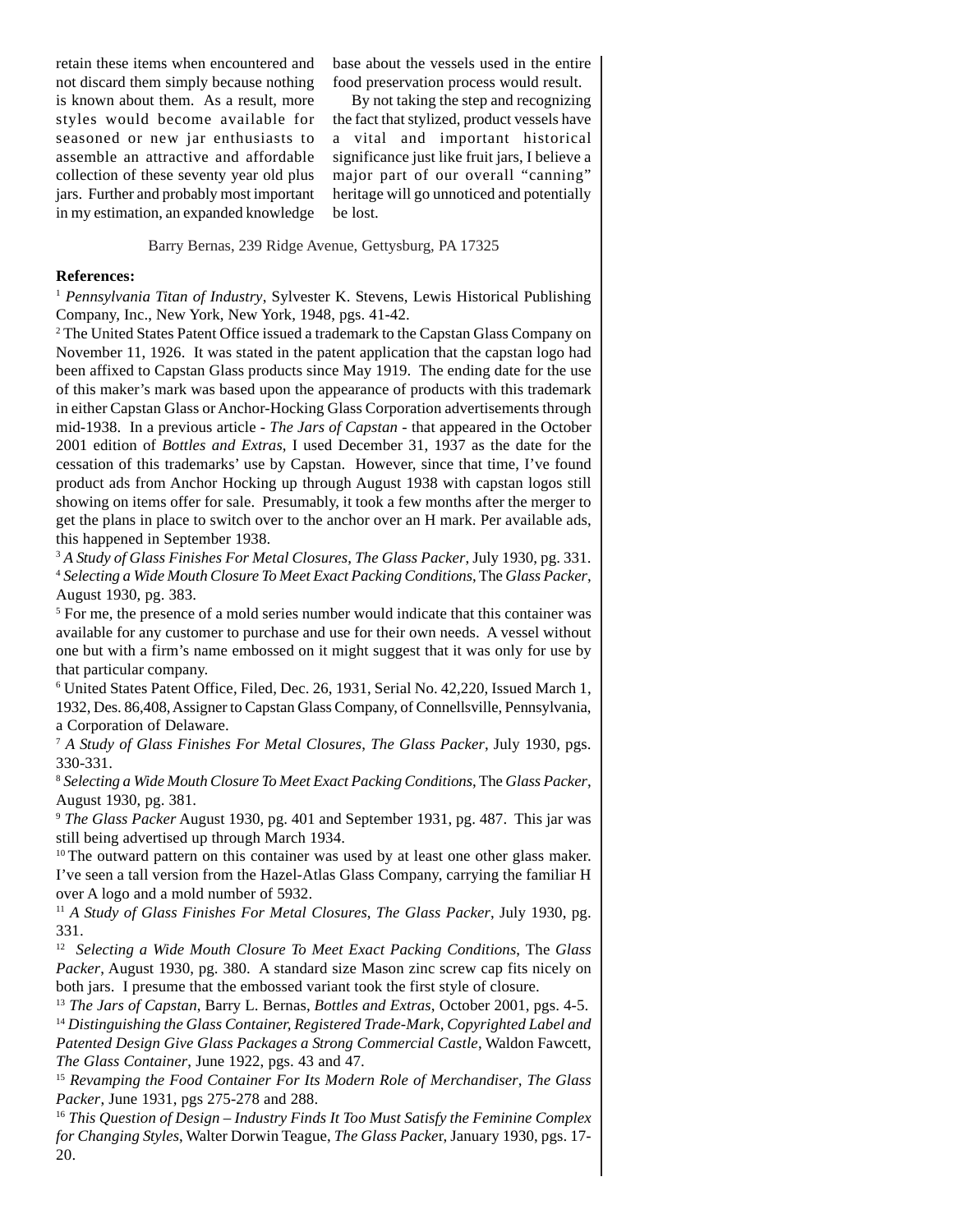retain these items when encountered and not discard them simply because nothing is known about them. As a result, more styles would become available for seasoned or new jar enthusiasts to assemble an attractive and affordable collection of these seventy year old plus jars. Further and probably most important in my estimation, an expanded knowledge base about the vessels used in the entire food preservation process would result.

By not taking the step and recognizing the fact that stylized, product vessels have a vital and important historical significance just like fruit jars, I believe a major part of our overall "canning" heritage will go unnoticed and potentially be lost.

Barry Bernas, 239 Ridge Avenue, Gettysburg, PA 17325

**References:**

[1] *Pennsylvania Titan of Industry*, Sylvester K. Stevens, Lewis Historical Publishing Company, Inc., New York, New York, 1948, pgs. 41-42.

[2] The United States Patent Office issued a trademark to the Capstan Glass Company on November 11, 1926. It was stated in the patent application that the capstan logo had been affixed to Capstan Glass products since May 1919. The ending date for the use of this maker's mark was based upon the appearance of products with this trademark in either Capstan Glass or Anchor-Hocking Glass Corporation advertisements through mid-1938. In a previous article - *The Jars of Capstan* - that appeared in the October 2001 edition of *Bottles and Extras*, I used December 31, 1937 as the date for the cessation of this trademarks' use by Capstan. However, since that time, I've found product ads from Anchor Hocking up through August 1938 with capstan logos still showing on items offer for sale. Presumably, it took a few months after the merger to get the plans in place to switch over to the anchor over an H mark. Per available ads, this happened in September 1938.

[3] *A Study of Glass Finishes For Metal Closures*, *The Glass Packer*, July 1930, pg. 331.

[4] *Selecting a Wide Mouth Closure To Meet Exact Packing Conditions*, The *Glass Packer*, August 1930, pg. 383.

[5] For me, the presence of a mold series number would indicate that this container was available for any customer to purchase and use for their own needs. A vessel without one but with a firm's name embossed on it might suggest that it was only for use by that particular company.

[6] United States Patent Office, Filed, Dec. 26, 1931, Serial No. 42,220, Issued March 1, 1932, Des. 86,408, Assigner to Capstan Glass Company, of Connellsville, Pennsylvania, a Corporation of Delaware.

[7] *A Study of Glass Finishes For Metal Closures*, *The Glass Packer*, July 1930, pgs. 330-331.

[8] *Selecting a Wide Mouth Closure To Meet Exact Packing Conditions*, The *Glass Packer*, August 1930, pg. 381.

[9] *The Glass Packer* August 1930, pg. 401 and September 1931, pg. 487. This jar was still being advertised up through March 1934.

[10] The outward pattern on this container was used by at least one other glass maker. I've seen a tall version from the Hazel-Atlas Glass Company, carrying the familiar H over A logo and a mold number of 5932.

[11] *A Study of Glass Finishes For Metal Closures*, *The Glass Packer*, July 1930, pg. 331.

[12] *Selecting a Wide Mouth Closure To Meet Exact Packing Conditions*, The *Glass Packer*, August 1930, pg. 380. A standard size Mason zinc screw cap fits nicely on both jars. I presume that the embossed variant took the first style of closure.

[13] *The Jars of Capstan*, Barry L. Bernas, *Bottles and Extras*, October 2001, pgs. 4-5.

[14] *Distinguishing the Glass Container, Registered Trade-Mark, Copyrighted Label and Patented Design Give Glass Packages a Strong Commercial Castle*, Waldon Fawcett, *The Glass Container*, June 1922, pgs. 43 and 47.

[15] *Revamping the Food Container For Its Modern Role of Merchandiser*, *The Glass Packer*, June 1931, pgs 275-278 and 288.

[16] *This Question of Design – Industry Finds It Too Must Satisfy the Feminine Complex for Changing Styles*, Walter Dorwin Teague, *The Glass Packer*, January 1930, pgs. 17-20.